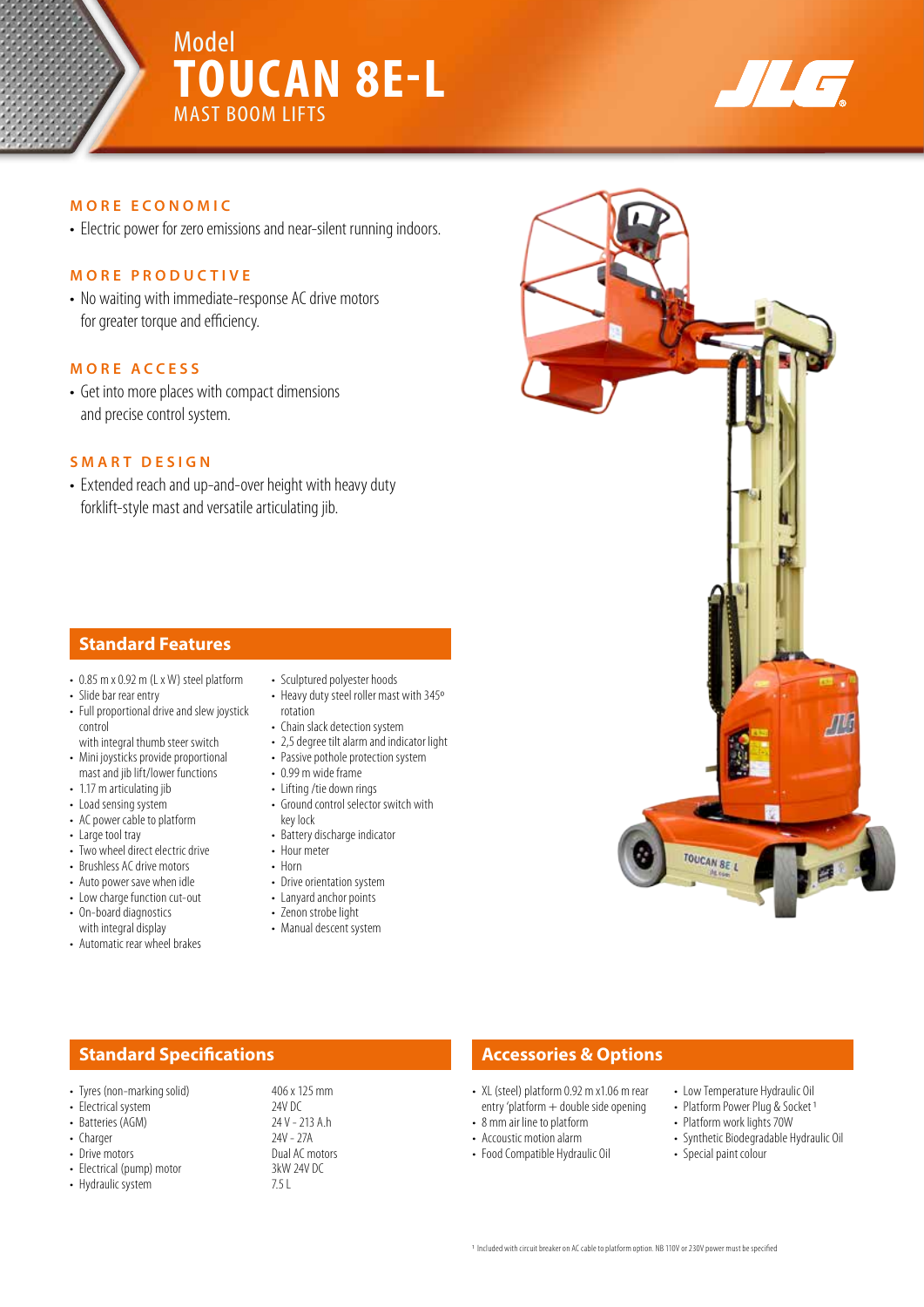Model

# TOUCAN 8E-L

MAST BOOM LIFTS

### MORE ECONOMIC

- Electric power for zero emissions and near-silent running indoors.

### MORE PRODUCTIVE

- No waiting with immediate-response AC drive motors for greater torque and efficiency.

### MORE ACCESS

- Get into more places with compact dimensions and precise control system.

### SMART DESIGN

- Extended reach and up-and-over height with heavy duty forklift-style mast and versatile articulating jib.

## Standard Features

- 0.85 m x 0.92 m (L x W) steel platform
- Slide bar rear entry
- Full proportional drive and slew joystick control with integral thumb steer switch
- Mini joysticks provide proportional mast and jib lift/lower functions
- 1.17 m articulating jib
- Load sensing system
- AC power cable to platform
- Large tool tray
- Two wheel direct electric drive
- Brushless AC drive motors
- Auto power save when idle
- Low charge function cut-out
- On-board diagnostics with integral display
- Automatic rear wheel brakes
- Sculptured polyester hoods
- Heavy duty steel roller mast with 345º rotation
- Chain slack detection system
- 2,5 degree tilt alarm and indicator light
- Passive pothole protection system
- 0.99 m wide frame
- Lifting /tie down rings
- Ground control selector switch with key lock
- Battery discharge indicator
- Hour meter
- Horn
- Drive orientation system
- Lanyard anchor points
- Zenon strobe light
- Manual descent system

## Standard Specifications

| | |
|---|---|
| Tyres (non-marking solid) | 406 x 125 mm |
| Electrical system | 24V DC |
| Batteries (AGM) | 24 V - 213 A.h |
| Charger | 24V - 27A |
| Drive motors | Dual AC motors |
| Electrical (pump) motor | 3kW 24V DC |
| Hydraulic system | 7.5 L |

## Accessories & Options

- XL (steel) platform 0.92 m x1.06 m rear entry 'platform + double side opening
- 8 mm air line to platform
- Accoustic motion alarm
- Food Compatible Hydraulic Oil
- Low Temperature Hydraulic Oil
- Platform Power Plug & Socket [1]
- Platform work lights 70W
- Synthetic Biodegradable Hydraulic Oil
- Special paint colour

[1] Included with circuit breaker on AC cable to platform option. NB 110V or 230V power must be specified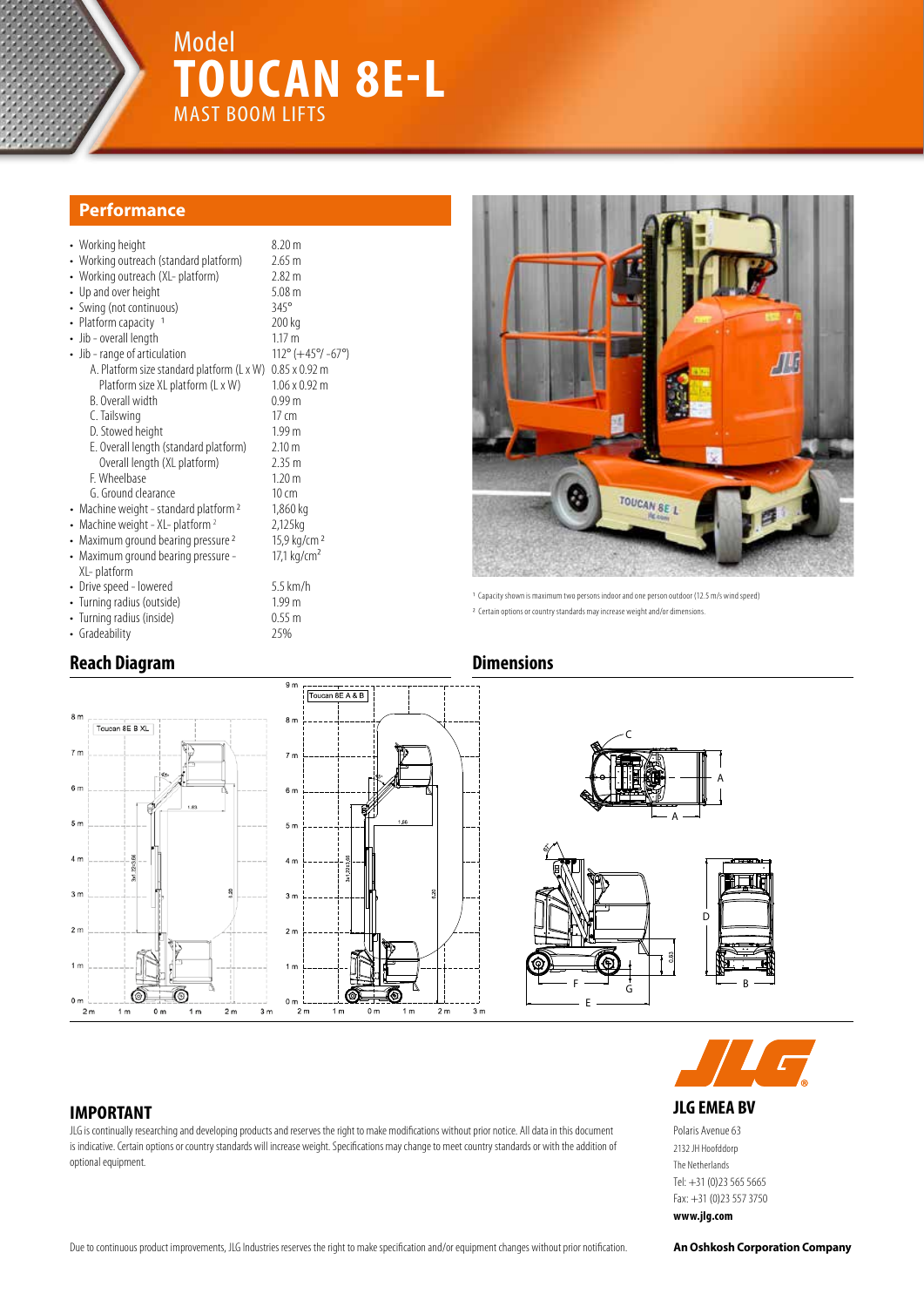Model
# TOUCAN 8E-L
MAST BOOM LIFTS

## Performance

| | |
|---|---|
| • Working height | 8.20 m |
| • Working outreach (standard platform) | 2.65 m |
| • Working outreach (XL- platform) | 2.82 m |
| • Up and over height | 5.08 m |
| • Swing (not continuous) | 345° |
| • Platform capacity [1] | 200 kg |
| • Jib - overall length | 1.17 m |
| • Jib - range of articulation | 112° (+45°/ -67°) |
| A. Platform size standard platform (L x W) | 0.85 x 0.92 m |
| Platform size XL platform (L x W) | 1.06 x 0.92 m |
| B. Overall width | 0.99 m |
| C. Tailswing | 17 cm |
| D. Stowed height | 1.99 m |
| E. Overall length (standard platform) | 2.10 m |
| Overall length (XL platform) | 2.35 m |
| F. Wheelbase | 1.20 m |
| G. Ground clearance | 10 cm |
| • Machine weight - standard platform [2] | 1,860 kg |
| • Machine weight - XL- platform [2] | 2,125kg |
| • Maximum ground bearing pressure [2] | 15,9 kg/cm [2] |
| • Maximum ground bearing pressure - XL- platform | 17,1 kg/cm² |
| • Drive speed - lowered | 5.5 km/h |
| • Turning radius (outside) | 1.99 m |
| • Turning radius (inside) | 0.55 m |
| • Gradeability | 25% |

[1] Capacity shown is maximum two persons indoor and one person outdoor (12.5 m/s wind speed)

[2] Certain options or country standards may increase weight and/or dimensions.

## Reach Diagram

Toucan 8E B XL

Toucan 8E A & B

## Dimensions

## IMPORTANT

JLG is continually researching and developing products and reserves the right to make modifications without prior notice. All data in this document is indicative. Certain options or country standards will increase weight. Specifications may change to meet country standards or with the addition of optional equipment.

**JLG EMEA BV**

Polaris Avenue 63
2132 JH Hoofddorp
The Netherlands
Tel: +31 (0)23 565 5665
Fax: +31 (0)23 557 3750
**www.jlg.com**

Due to continuous product improvements, JLG Industries reserves the right to make specification and/or equipment changes without prior notification.

**An Oshkosh Corporation Company**